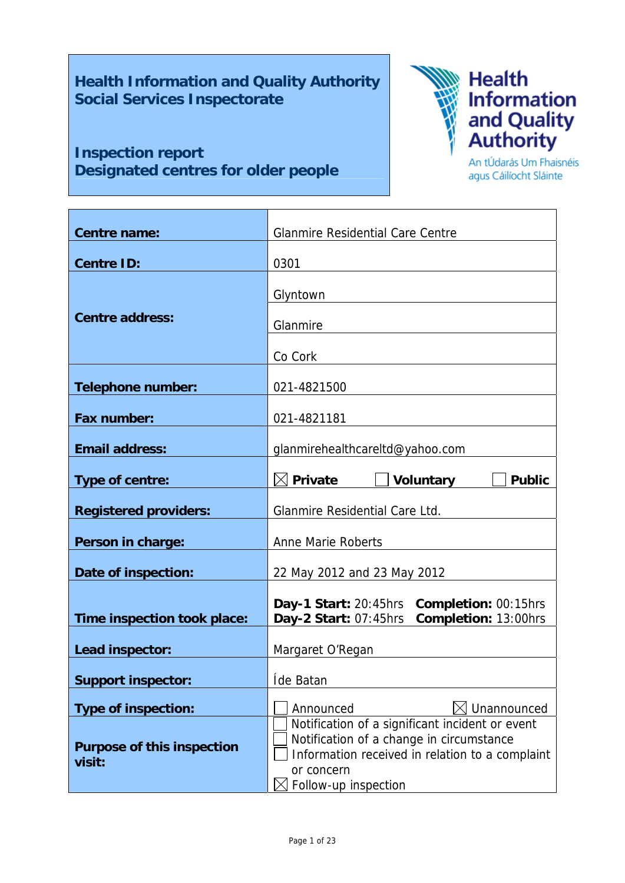# Health Information and Quality Authority
# Social Services Inspectorate

## Inspection report
## Designated centres for older people

Health Information and Quality Authority

An tÚdarás Um Fhaisnéis agus Cáilíocht Sláinte

| | |
|---|---|
| **Centre name:** | Glanmire Residential Care Centre |
| **Centre ID:** | 0301 |
| **Centre address:** | Glyntown |
| | Glanmire |
| | Co Cork |
| **Telephone number:** | 021-4821500 |
| **Fax number:** | 021-4821181 |
| **Email address:** | glanmirehealthcareltd@yahoo.com |
| **Type of centre:** | ☒ **Private** ☐ **Voluntary** ☐ **Public** |
| **Registered providers:** | Glanmire Residential Care Ltd. |
| **Person in charge:** | Anne Marie Roberts |
| **Date of inspection:** | 22 May 2012 and 23 May 2012 |
| **Time inspection took place:** | **Day-1 Start:** 20:45hrs **Completion:** 00:15hrs<br>**Day-2 Start:** 07:45hrs **Completion:** 13:00hrs |
| **Lead inspector:** | Margaret O'Regan |
| **Support inspector:** | Íde Batan |
| **Type of inspection:** | ☐ Announced ☒ Unannounced |
| **Purpose of this inspection visit:** | ☐ Notification of a significant incident or event<br>☐ Notification of a change in circumstance<br>☐ Information received in relation to a complaint or concern<br>☒ Follow-up inspection |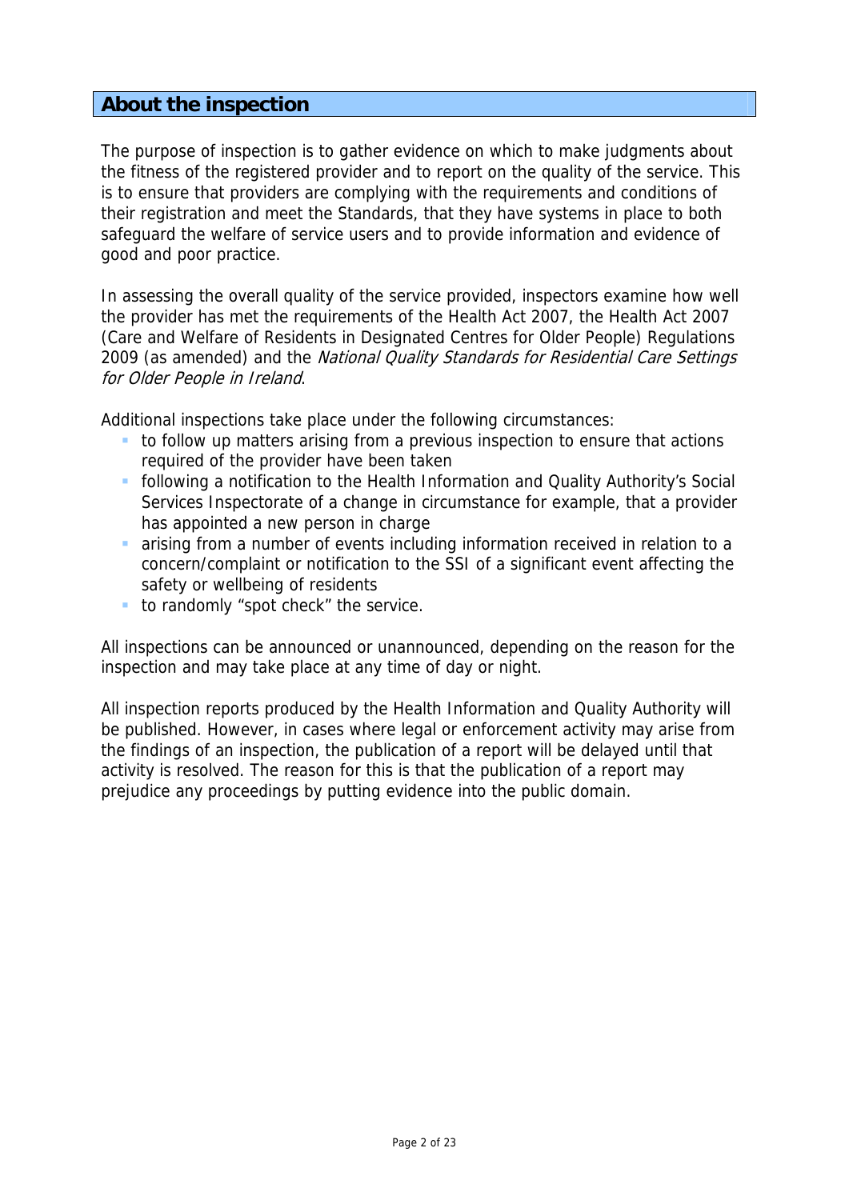## About the inspection

The purpose of inspection is to gather evidence on which to make judgments about the fitness of the registered provider and to report on the quality of the service. This is to ensure that providers are complying with the requirements and conditions of their registration and meet the Standards, that they have systems in place to both safeguard the welfare of service users and to provide information and evidence of good and poor practice.

In assessing the overall quality of the service provided, inspectors examine how well the provider has met the requirements of the Health Act 2007, the Health Act 2007 (Care and Welfare of Residents in Designated Centres for Older People) Regulations 2009 (as amended) and the *National Quality Standards for Residential Care Settings for Older People in Ireland*.

Additional inspections take place under the following circumstances:

- to follow up matters arising from a previous inspection to ensure that actions required of the provider have been taken
- following a notification to the Health Information and Quality Authority's Social Services Inspectorate of a change in circumstance for example, that a provider has appointed a new person in charge
- arising from a number of events including information received in relation to a concern/complaint or notification to the SSI of a significant event affecting the safety or wellbeing of residents
- to randomly "spot check" the service.

All inspections can be announced or unannounced, depending on the reason for the inspection and may take place at any time of day or night.

All inspection reports produced by the Health Information and Quality Authority will be published. However, in cases where legal or enforcement activity may arise from the findings of an inspection, the publication of a report will be delayed until that activity is resolved. The reason for this is that the publication of a report may prejudice any proceedings by putting evidence into the public domain.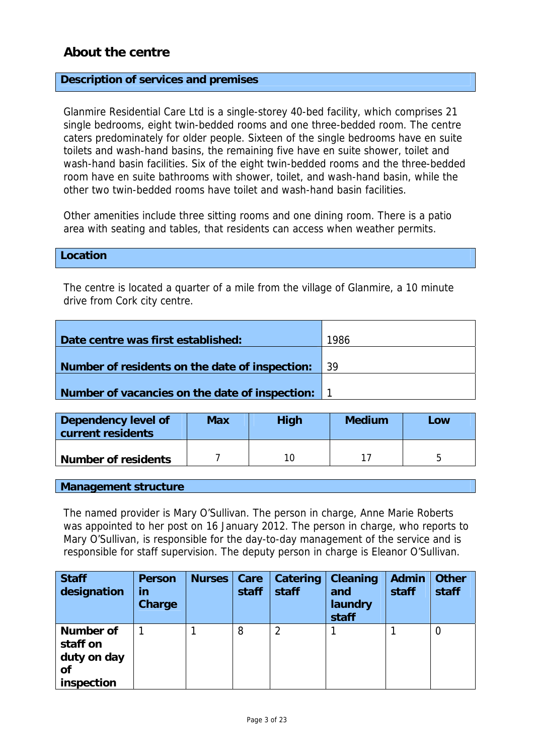## About the centre

### Description of services and premises

Glanmire Residential Care Ltd is a single-storey 40-bed facility, which comprises 21 single bedrooms, eight twin-bedded rooms and one three-bedded room. The centre caters predominately for older people. Sixteen of the single bedrooms have en suite toilets and wash-hand basins, the remaining five have en suite shower, toilet and wash-hand basin facilities. Six of the eight twin-bedded rooms and the three-bedded room have en suite bathrooms with shower, toilet, and wash-hand basin, while the other two twin-bedded rooms have toilet and wash-hand basin facilities.

Other amenities include three sitting rooms and one dining room. There is a patio area with seating and tables, that residents can access when weather permits.

### Location

The centre is located a quarter of a mile from the village of Glanmire, a 10 minute drive from Cork city centre.

| | |
|---|---|
| **Date centre was first established:** | 1986 |
| **Number of residents on the date of inspection:** | 39 |
| **Number of vacancies on the date of inspection:** | 1 |

| Dependency level of current residents | Max | High | Medium | Low |
|---|---|---|---|---|
| **Number of residents** | 7 | 10 | 17 | 5 |

### Management structure

The named provider is Mary O'Sullivan. The person in charge, Anne Marie Roberts was appointed to her post on 16 January 2012. The person in charge, who reports to Mary O'Sullivan, is responsible for the day-to-day management of the service and is responsible for staff supervision. The deputy person in charge is Eleanor O'Sullivan.

| Staff designation | Person in Charge | Nurses | Care staff | Catering staff | Cleaning and laundry staff | Admin staff | Other staff |
|---|---|---|---|---|---|---|---|
| **Number of staff on duty on day of inspection** | 1 | 1 | 8 | 2 | 1 | 1 | 0 |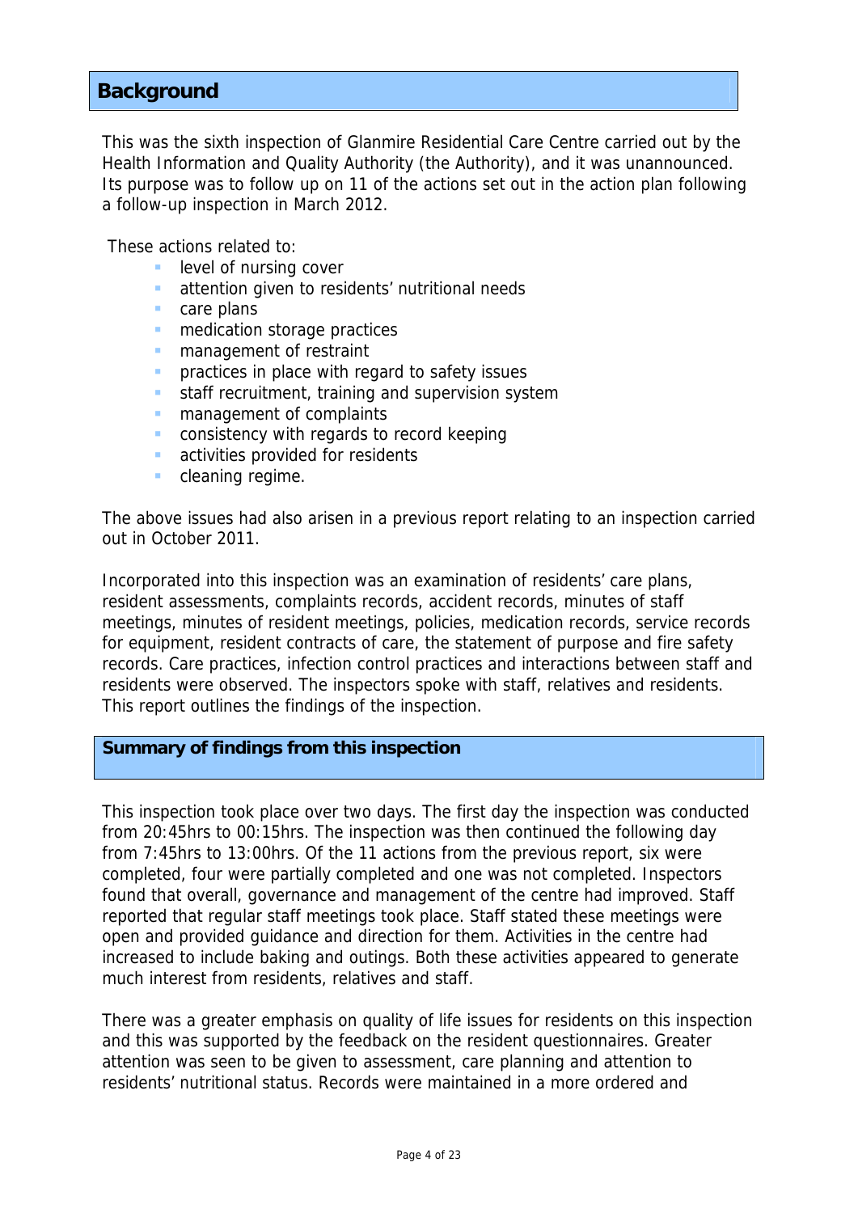## Background

This was the sixth inspection of Glanmire Residential Care Centre carried out by the Health Information and Quality Authority (the Authority), and it was unannounced. Its purpose was to follow up on 11 of the actions set out in the action plan following a follow-up inspection in March 2012.

These actions related to:

- level of nursing cover
- attention given to residents' nutritional needs
- care plans
- medication storage practices
- management of restraint
- practices in place with regard to safety issues
- staff recruitment, training and supervision system
- management of complaints
- consistency with regards to record keeping
- activities provided for residents
- cleaning regime.

The above issues had also arisen in a previous report relating to an inspection carried out in October 2011.

Incorporated into this inspection was an examination of residents' care plans, resident assessments, complaints records, accident records, minutes of staff meetings, minutes of resident meetings, policies, medication records, service records for equipment, resident contracts of care, the statement of purpose and fire safety records. Care practices, infection control practices and interactions between staff and residents were observed. The inspectors spoke with staff, relatives and residents. This report outlines the findings of the inspection.

## Summary of findings from this inspection

This inspection took place over two days. The first day the inspection was conducted from 20:45hrs to 00:15hrs. The inspection was then continued the following day from 7:45hrs to 13:00hrs. Of the 11 actions from the previous report, six were completed, four were partially completed and one was not completed. Inspectors found that overall, governance and management of the centre had improved. Staff reported that regular staff meetings took place. Staff stated these meetings were open and provided guidance and direction for them. Activities in the centre had increased to include baking and outings. Both these activities appeared to generate much interest from residents, relatives and staff.

There was a greater emphasis on quality of life issues for residents on this inspection and this was supported by the feedback on the resident questionnaires. Greater attention was seen to be given to assessment, care planning and attention to residents' nutritional status. Records were maintained in a more ordered and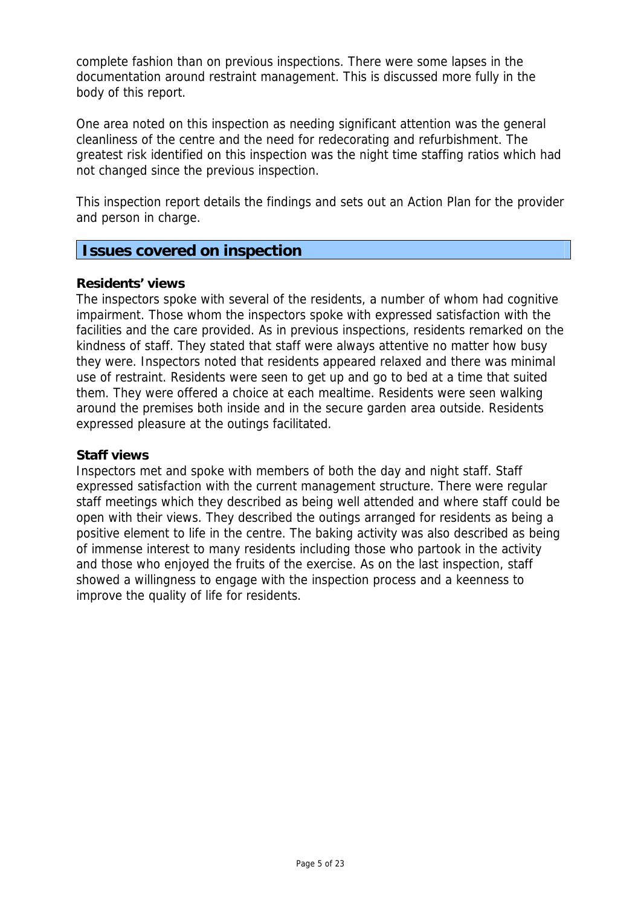complete fashion than on previous inspections. There were some lapses in the documentation around restraint management. This is discussed more fully in the body of this report.

One area noted on this inspection as needing significant attention was the general cleanliness of the centre and the need for redecorating and refurbishment. The greatest risk identified on this inspection was the night time staffing ratios which had not changed since the previous inspection.

This inspection report details the findings and sets out an Action Plan for the provider and person in charge.

## Issues covered on inspection

**Residents' views**
The inspectors spoke with several of the residents, a number of whom had cognitive impairment. Those whom the inspectors spoke with expressed satisfaction with the facilities and the care provided. As in previous inspections, residents remarked on the kindness of staff. They stated that staff were always attentive no matter how busy they were. Inspectors noted that residents appeared relaxed and there was minimal use of restraint. Residents were seen to get up and go to bed at a time that suited them. They were offered a choice at each mealtime. Residents were seen walking around the premises both inside and in the secure garden area outside. Residents expressed pleasure at the outings facilitated.

**Staff views**
Inspectors met and spoke with members of both the day and night staff. Staff expressed satisfaction with the current management structure. There were regular staff meetings which they described as being well attended and where staff could be open with their views. They described the outings arranged for residents as being a positive element to life in the centre. The baking activity was also described as being of immense interest to many residents including those who partook in the activity and those who enjoyed the fruits of the exercise. As on the last inspection, staff showed a willingness to engage with the inspection process and a keenness to improve the quality of life for residents.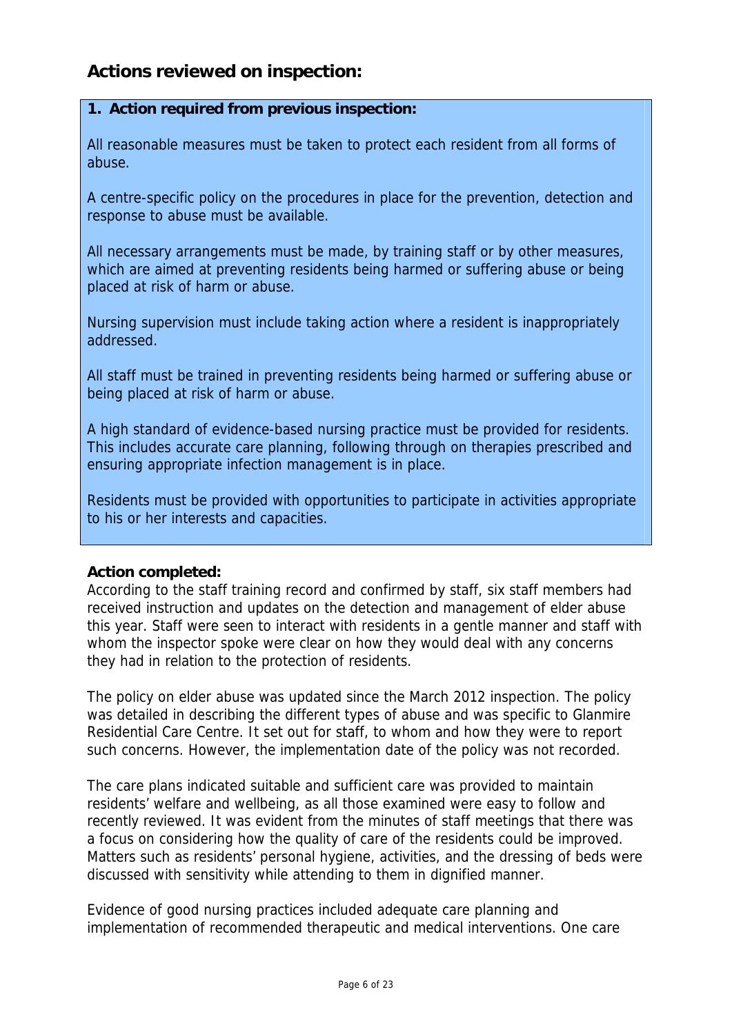## Actions reviewed on inspection:

**1. Action required from previous inspection:**

All reasonable measures must be taken to protect each resident from all forms of abuse.

A centre-specific policy on the procedures in place for the prevention, detection and response to abuse must be available.

All necessary arrangements must be made, by training staff or by other measures, which are aimed at preventing residents being harmed or suffering abuse or being placed at risk of harm or abuse.

Nursing supervision must include taking action where a resident is inappropriately addressed.

All staff must be trained in preventing residents being harmed or suffering abuse or being placed at risk of harm or abuse.

A high standard of evidence-based nursing practice must be provided for residents. This includes accurate care planning, following through on therapies prescribed and ensuring appropriate infection management is in place.

Residents must be provided with opportunities to participate in activities appropriate to his or her interests and capacities.

**Action completed:**

According to the staff training record and confirmed by staff, six staff members had received instruction and updates on the detection and management of elder abuse this year. Staff were seen to interact with residents in a gentle manner and staff with whom the inspector spoke were clear on how they would deal with any concerns they had in relation to the protection of residents.

The policy on elder abuse was updated since the March 2012 inspection. The policy was detailed in describing the different types of abuse and was specific to Glanmire Residential Care Centre. It set out for staff, to whom and how they were to report such concerns. However, the implementation date of the policy was not recorded.

The care plans indicated suitable and sufficient care was provided to maintain residents' welfare and wellbeing, as all those examined were easy to follow and recently reviewed. It was evident from the minutes of staff meetings that there was a focus on considering how the quality of care of the residents could be improved. Matters such as residents' personal hygiene, activities, and the dressing of beds were discussed with sensitivity while attending to them in dignified manner.

Evidence of good nursing practices included adequate care planning and implementation of recommended therapeutic and medical interventions. One care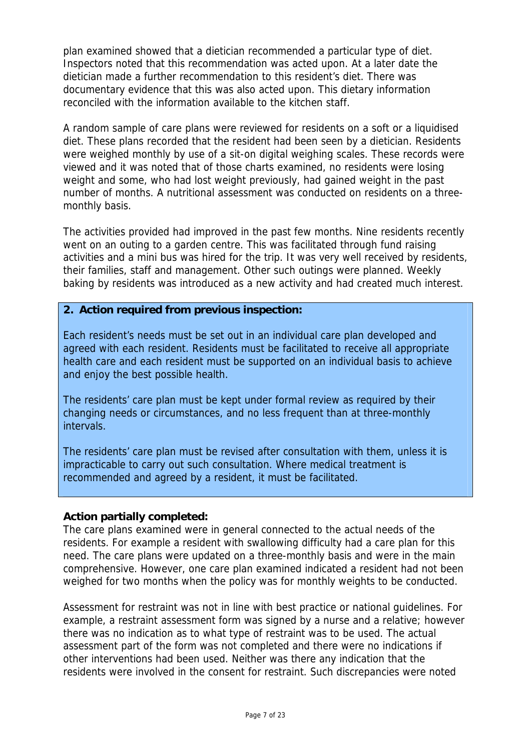plan examined showed that a dietician recommended a particular type of diet. Inspectors noted that this recommendation was acted upon. At a later date the dietician made a further recommendation to this resident's diet. There was documentary evidence that this was also acted upon. This dietary information reconciled with the information available to the kitchen staff.

A random sample of care plans were reviewed for residents on a soft or a liquidised diet. These plans recorded that the resident had been seen by a dietician. Residents were weighed monthly by use of a sit-on digital weighing scales. These records were viewed and it was noted that of those charts examined, no residents were losing weight and some, who had lost weight previously, had gained weight in the past number of months. A nutritional assessment was conducted on residents on a three-monthly basis.

The activities provided had improved in the past few months. Nine residents recently went on an outing to a garden centre. This was facilitated through fund raising activities and a mini bus was hired for the trip. It was very well received by residents, their families, staff and management. Other such outings were planned. Weekly baking by residents was introduced as a new activity and had created much interest.

**2. Action required from previous inspection:**

Each resident's needs must be set out in an individual care plan developed and agreed with each resident. Residents must be facilitated to receive all appropriate health care and each resident must be supported on an individual basis to achieve and enjoy the best possible health.

The residents' care plan must be kept under formal review as required by their changing needs or circumstances, and no less frequent than at three-monthly intervals.

The residents' care plan must be revised after consultation with them, unless it is impracticable to carry out such consultation. Where medical treatment is recommended and agreed by a resident, it must be facilitated.

**Action partially completed:**

The care plans examined were in general connected to the actual needs of the residents. For example a resident with swallowing difficulty had a care plan for this need. The care plans were updated on a three-monthly basis and were in the main comprehensive. However, one care plan examined indicated a resident had not been weighed for two months when the policy was for monthly weights to be conducted.

Assessment for restraint was not in line with best practice or national guidelines. For example, a restraint assessment form was signed by a nurse and a relative; however there was no indication as to what type of restraint was to be used. The actual assessment part of the form was not completed and there were no indications if other interventions had been used. Neither was there any indication that the residents were involved in the consent for restraint. Such discrepancies were noted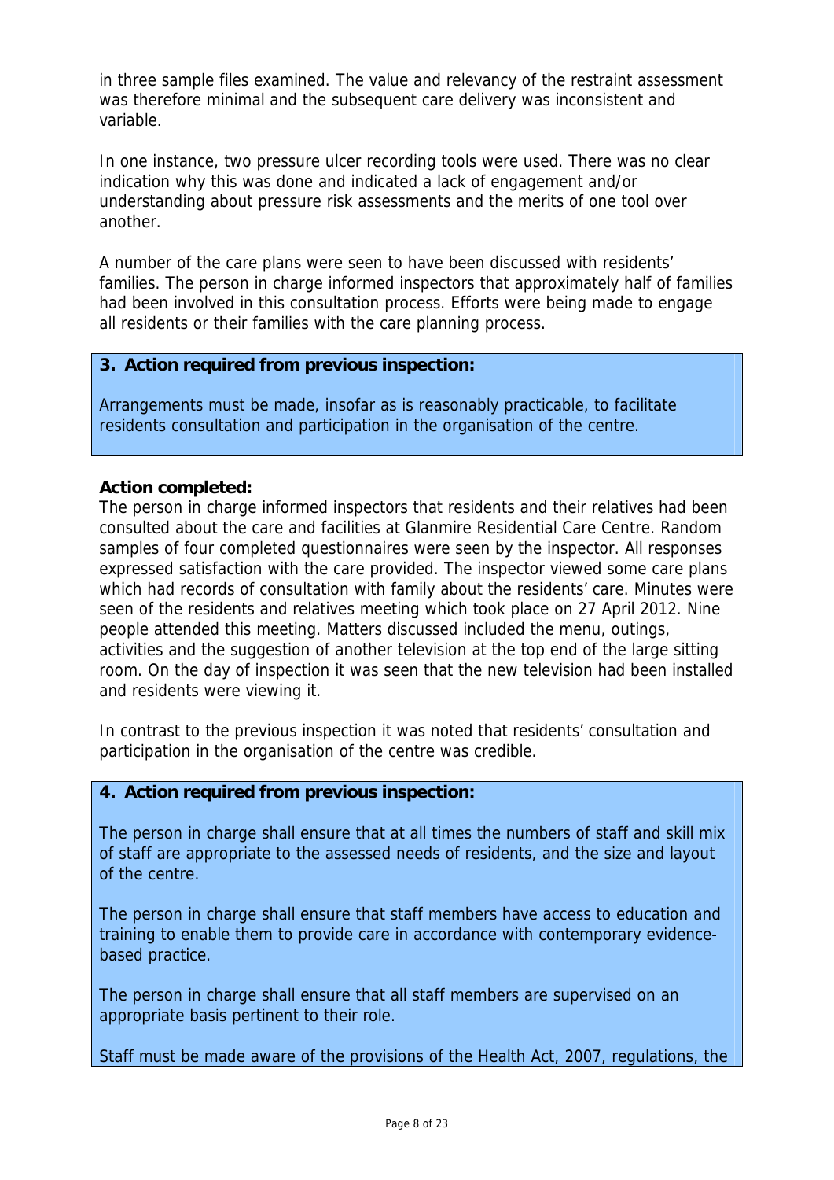in three sample files examined. The value and relevancy of the restraint assessment was therefore minimal and the subsequent care delivery was inconsistent and variable.

In one instance, two pressure ulcer recording tools were used. There was no clear indication why this was done and indicated a lack of engagement and/or understanding about pressure risk assessments and the merits of one tool over another.

A number of the care plans were seen to have been discussed with residents' families. The person in charge informed inspectors that approximately half of families had been involved in this consultation process. Efforts were being made to engage all residents or their families with the care planning process.

**3. Action required from previous inspection:**

Arrangements must be made, insofar as is reasonably practicable, to facilitate residents consultation and participation in the organisation of the centre.

**Action completed:**

The person in charge informed inspectors that residents and their relatives had been consulted about the care and facilities at Glanmire Residential Care Centre. Random samples of four completed questionnaires were seen by the inspector. All responses expressed satisfaction with the care provided. The inspector viewed some care plans which had records of consultation with family about the residents' care. Minutes were seen of the residents and relatives meeting which took place on 27 April 2012. Nine people attended this meeting. Matters discussed included the menu, outings, activities and the suggestion of another television at the top end of the large sitting room. On the day of inspection it was seen that the new television had been installed and residents were viewing it.

In contrast to the previous inspection it was noted that residents' consultation and participation in the organisation of the centre was credible.

**4. Action required from previous inspection:**

The person in charge shall ensure that at all times the numbers of staff and skill mix of staff are appropriate to the assessed needs of residents, and the size and layout of the centre.

The person in charge shall ensure that staff members have access to education and training to enable them to provide care in accordance with contemporary evidence-based practice.

The person in charge shall ensure that all staff members are supervised on an appropriate basis pertinent to their role.

Staff must be made aware of the provisions of the Health Act, 2007, regulations, the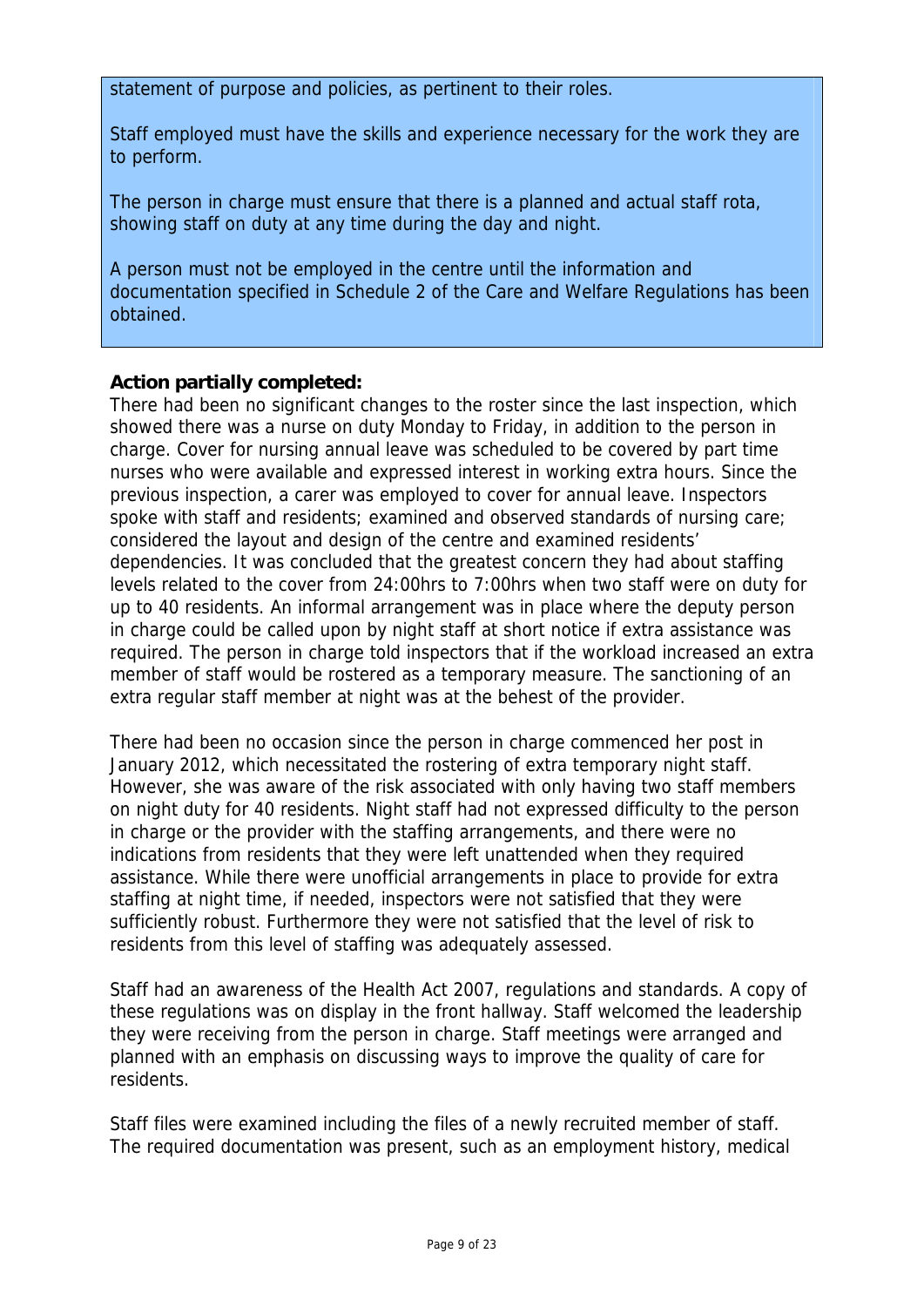statement of purpose and policies, as pertinent to their roles.

Staff employed must have the skills and experience necessary for the work they are to perform.

The person in charge must ensure that there is a planned and actual staff rota, showing staff on duty at any time during the day and night.

A person must not be employed in the centre until the information and documentation specified in Schedule 2 of the Care and Welfare Regulations has been obtained.

**Action partially completed:**

There had been no significant changes to the roster since the last inspection, which showed there was a nurse on duty Monday to Friday, in addition to the person in charge. Cover for nursing annual leave was scheduled to be covered by part time nurses who were available and expressed interest in working extra hours. Since the previous inspection, a carer was employed to cover for annual leave. Inspectors spoke with staff and residents; examined and observed standards of nursing care; considered the layout and design of the centre and examined residents' dependencies. It was concluded that the greatest concern they had about staffing levels related to the cover from 24:00hrs to 7:00hrs when two staff were on duty for up to 40 residents. An informal arrangement was in place where the deputy person in charge could be called upon by night staff at short notice if extra assistance was required. The person in charge told inspectors that if the workload increased an extra member of staff would be rostered as a temporary measure. The sanctioning of an extra regular staff member at night was at the behest of the provider.

There had been no occasion since the person in charge commenced her post in January 2012, which necessitated the rostering of extra temporary night staff. However, she was aware of the risk associated with only having two staff members on night duty for 40 residents. Night staff had not expressed difficulty to the person in charge or the provider with the staffing arrangements, and there were no indications from residents that they were left unattended when they required assistance. While there were unofficial arrangements in place to provide for extra staffing at night time, if needed, inspectors were not satisfied that they were sufficiently robust. Furthermore they were not satisfied that the level of risk to residents from this level of staffing was adequately assessed.

Staff had an awareness of the Health Act 2007, regulations and standards. A copy of these regulations was on display in the front hallway. Staff welcomed the leadership they were receiving from the person in charge. Staff meetings were arranged and planned with an emphasis on discussing ways to improve the quality of care for residents.

Staff files were examined including the files of a newly recruited member of staff. The required documentation was present, such as an employment history, medical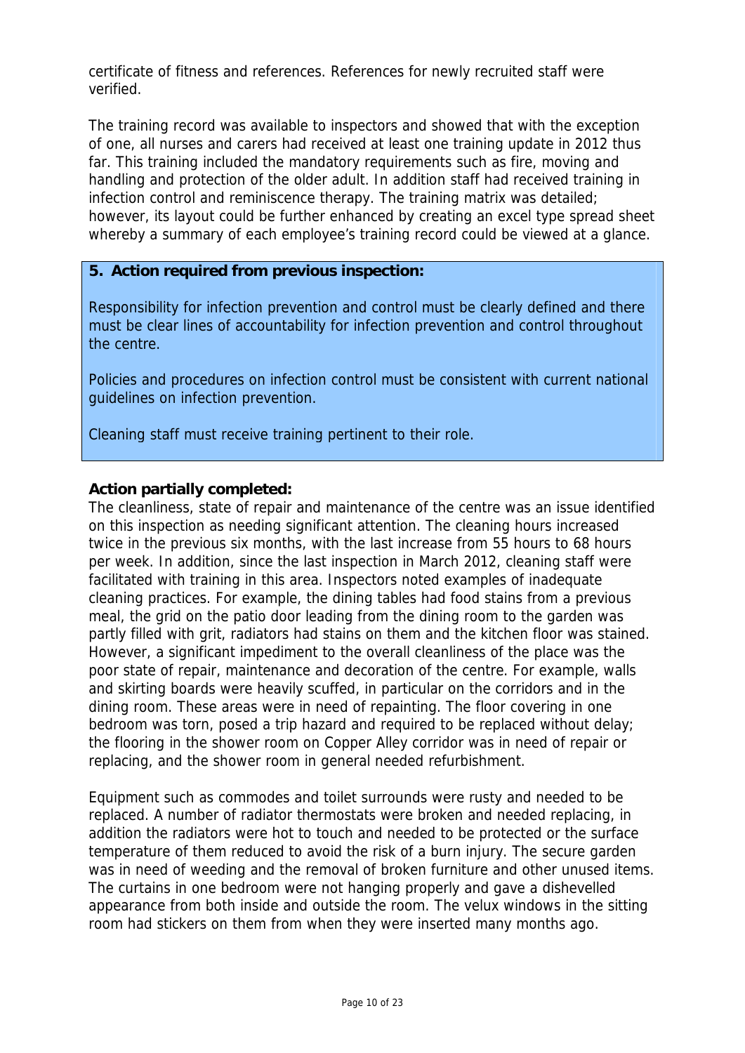certificate of fitness and references. References for newly recruited staff were verified.

The training record was available to inspectors and showed that with the exception of one, all nurses and carers had received at least one training update in 2012 thus far. This training included the mandatory requirements such as fire, moving and handling and protection of the older adult. In addition staff had received training in infection control and reminiscence therapy. The training matrix was detailed; however, its layout could be further enhanced by creating an excel type spread sheet whereby a summary of each employee's training record could be viewed at a glance.

**5. Action required from previous inspection:**

Responsibility for infection prevention and control must be clearly defined and there must be clear lines of accountability for infection prevention and control throughout the centre.

Policies and procedures on infection control must be consistent with current national guidelines on infection prevention.

Cleaning staff must receive training pertinent to their role.

**Action partially completed:**

The cleanliness, state of repair and maintenance of the centre was an issue identified on this inspection as needing significant attention. The cleaning hours increased twice in the previous six months, with the last increase from 55 hours to 68 hours per week. In addition, since the last inspection in March 2012, cleaning staff were facilitated with training in this area. Inspectors noted examples of inadequate cleaning practices. For example, the dining tables had food stains from a previous meal, the grid on the patio door leading from the dining room to the garden was partly filled with grit, radiators had stains on them and the kitchen floor was stained. However, a significant impediment to the overall cleanliness of the place was the poor state of repair, maintenance and decoration of the centre. For example, walls and skirting boards were heavily scuffed, in particular on the corridors and in the dining room. These areas were in need of repainting. The floor covering in one bedroom was torn, posed a trip hazard and required to be replaced without delay; the flooring in the shower room on Copper Alley corridor was in need of repair or replacing, and the shower room in general needed refurbishment.

Equipment such as commodes and toilet surrounds were rusty and needed to be replaced. A number of radiator thermostats were broken and needed replacing, in addition the radiators were hot to touch and needed to be protected or the surface temperature of them reduced to avoid the risk of a burn injury. The secure garden was in need of weeding and the removal of broken furniture and other unused items. The curtains in one bedroom were not hanging properly and gave a dishevelled appearance from both inside and outside the room. The velux windows in the sitting room had stickers on them from when they were inserted many months ago.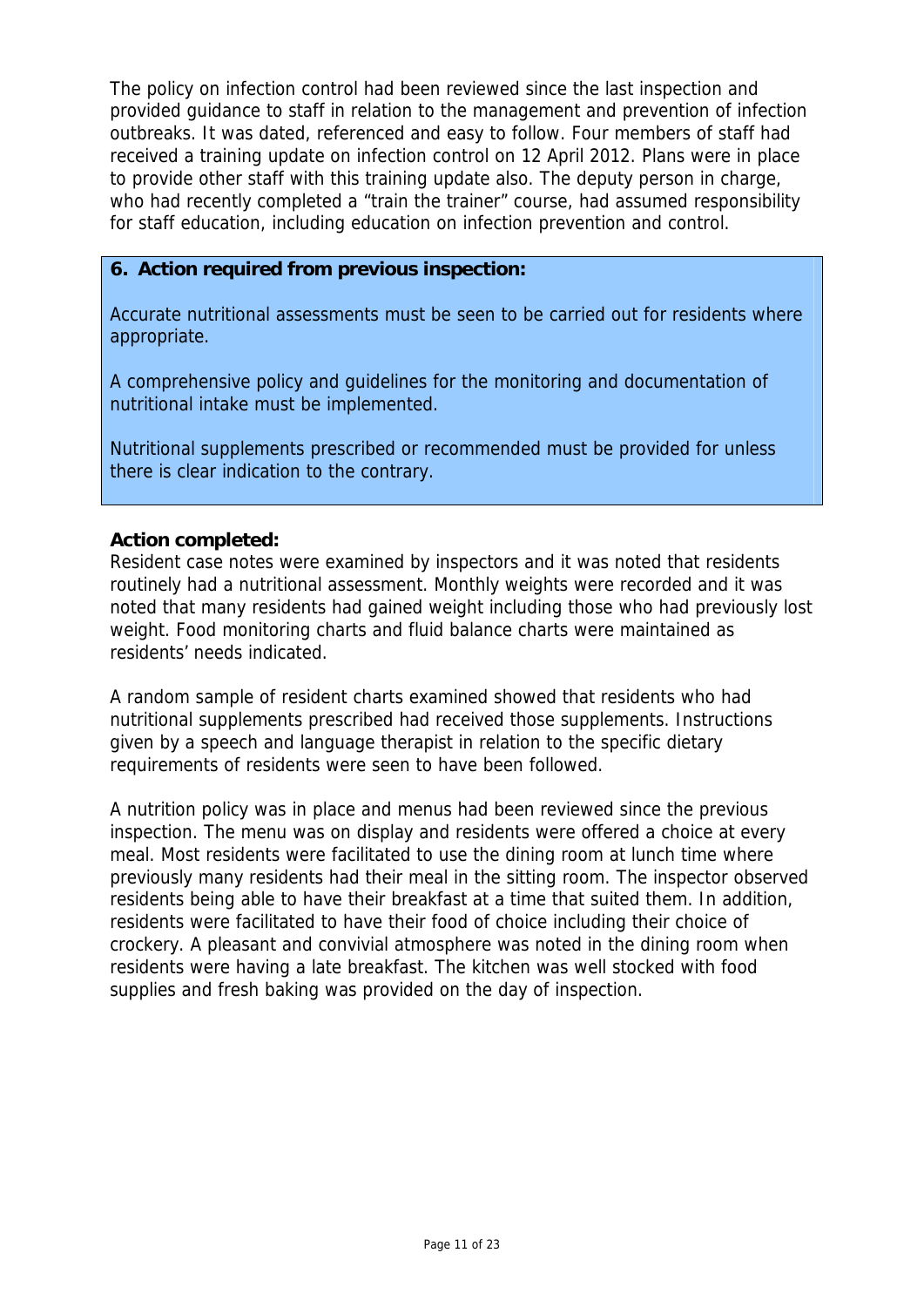The policy on infection control had been reviewed since the last inspection and provided guidance to staff in relation to the management and prevention of infection outbreaks. It was dated, referenced and easy to follow. Four members of staff had received a training update on infection control on 12 April 2012. Plans were in place to provide other staff with this training update also. The deputy person in charge, who had recently completed a "train the trainer" course, had assumed responsibility for staff education, including education on infection prevention and control.

**6. Action required from previous inspection:**

Accurate nutritional assessments must be seen to be carried out for residents where appropriate.

A comprehensive policy and guidelines for the monitoring and documentation of nutritional intake must be implemented.

Nutritional supplements prescribed or recommended must be provided for unless there is clear indication to the contrary.

**Action completed:**
Resident case notes were examined by inspectors and it was noted that residents routinely had a nutritional assessment. Monthly weights were recorded and it was noted that many residents had gained weight including those who had previously lost weight. Food monitoring charts and fluid balance charts were maintained as residents' needs indicated.

A random sample of resident charts examined showed that residents who had nutritional supplements prescribed had received those supplements. Instructions given by a speech and language therapist in relation to the specific dietary requirements of residents were seen to have been followed.

A nutrition policy was in place and menus had been reviewed since the previous inspection. The menu was on display and residents were offered a choice at every meal. Most residents were facilitated to use the dining room at lunch time where previously many residents had their meal in the sitting room. The inspector observed residents being able to have their breakfast at a time that suited them. In addition, residents were facilitated to have their food of choice including their choice of crockery. A pleasant and convivial atmosphere was noted in the dining room when residents were having a late breakfast. The kitchen was well stocked with food supplies and fresh baking was provided on the day of inspection.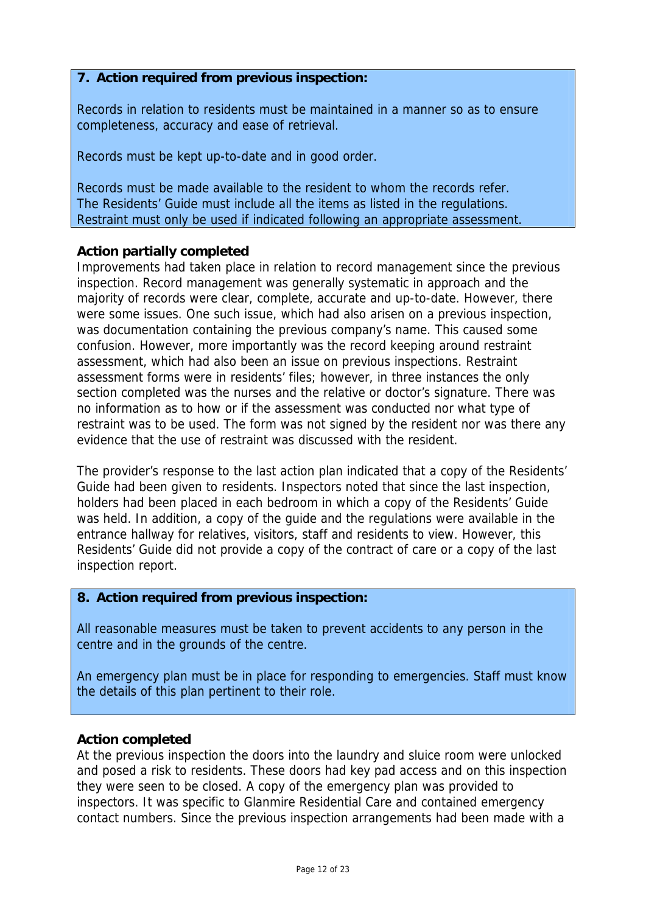**7. Action required from previous inspection:**

Records in relation to residents must be maintained in a manner so as to ensure completeness, accuracy and ease of retrieval.

Records must be kept up-to-date and in good order.

Records must be made available to the resident to whom the records refer.
The Residents' Guide must include all the items as listed in the regulations.
Restraint must only be used if indicated following an appropriate assessment.

**Action partially completed**

Improvements had taken place in relation to record management since the previous inspection. Record management was generally systematic in approach and the majority of records were clear, complete, accurate and up-to-date. However, there were some issues. One such issue, which had also arisen on a previous inspection, was documentation containing the previous company's name. This caused some confusion. However, more importantly was the record keeping around restraint assessment, which had also been an issue on previous inspections. Restraint assessment forms were in residents' files; however, in three instances the only section completed was the nurses and the relative or doctor's signature. There was no information as to how or if the assessment was conducted nor what type of restraint was to be used. The form was not signed by the resident nor was there any evidence that the use of restraint was discussed with the resident.

The provider's response to the last action plan indicated that a copy of the Residents' Guide had been given to residents. Inspectors noted that since the last inspection, holders had been placed in each bedroom in which a copy of the Residents' Guide was held. In addition, a copy of the guide and the regulations were available in the entrance hallway for relatives, visitors, staff and residents to view. However, this Residents' Guide did not provide a copy of the contract of care or a copy of the last inspection report.

**8. Action required from previous inspection:**

All reasonable measures must be taken to prevent accidents to any person in the centre and in the grounds of the centre.

An emergency plan must be in place for responding to emergencies. Staff must know the details of this plan pertinent to their role.

**Action completed**

At the previous inspection the doors into the laundry and sluice room were unlocked and posed a risk to residents. These doors had key pad access and on this inspection they were seen to be closed. A copy of the emergency plan was provided to inspectors. It was specific to Glanmire Residential Care and contained emergency contact numbers. Since the previous inspection arrangements had been made with a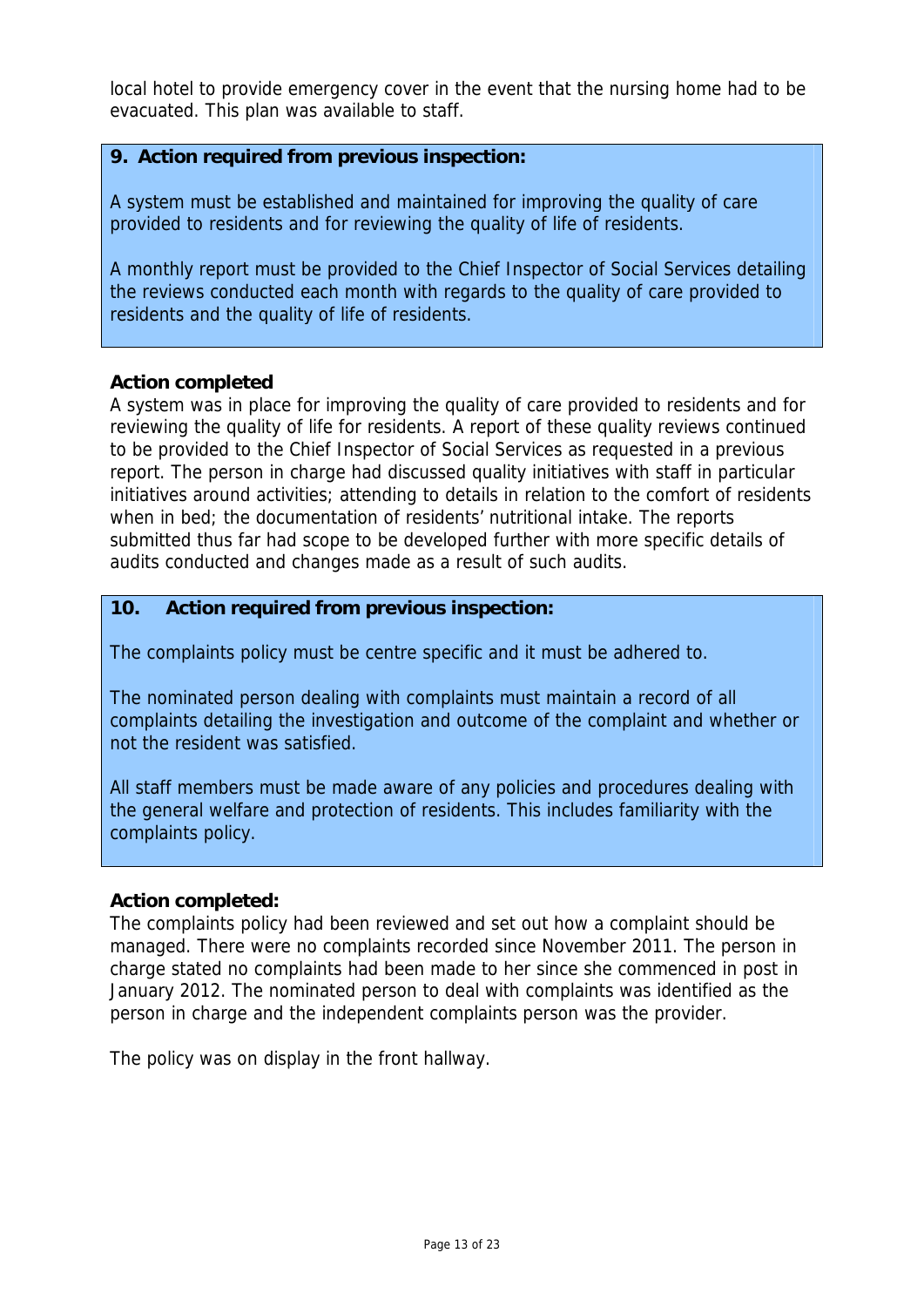local hotel to provide emergency cover in the event that the nursing home had to be evacuated. This plan was available to staff.

**9. Action required from previous inspection:**

A system must be established and maintained for improving the quality of care provided to residents and for reviewing the quality of life of residents.

A monthly report must be provided to the Chief Inspector of Social Services detailing the reviews conducted each month with regards to the quality of care provided to residents and the quality of life of residents.

**Action completed**

A system was in place for improving the quality of care provided to residents and for reviewing the quality of life for residents. A report of these quality reviews continued to be provided to the Chief Inspector of Social Services as requested in a previous report. The person in charge had discussed quality initiatives with staff in particular initiatives around activities; attending to details in relation to the comfort of residents when in bed; the documentation of residents' nutritional intake. The reports submitted thus far had scope to be developed further with more specific details of audits conducted and changes made as a result of such audits.

**10. Action required from previous inspection:**

The complaints policy must be centre specific and it must be adhered to.

The nominated person dealing with complaints must maintain a record of all complaints detailing the investigation and outcome of the complaint and whether or not the resident was satisfied.

All staff members must be made aware of any policies and procedures dealing with the general welfare and protection of residents. This includes familiarity with the complaints policy.

**Action completed:**

The complaints policy had been reviewed and set out how a complaint should be managed. There were no complaints recorded since November 2011. The person in charge stated no complaints had been made to her since she commenced in post in January 2012. The nominated person to deal with complaints was identified as the person in charge and the independent complaints person was the provider.

The policy was on display in the front hallway.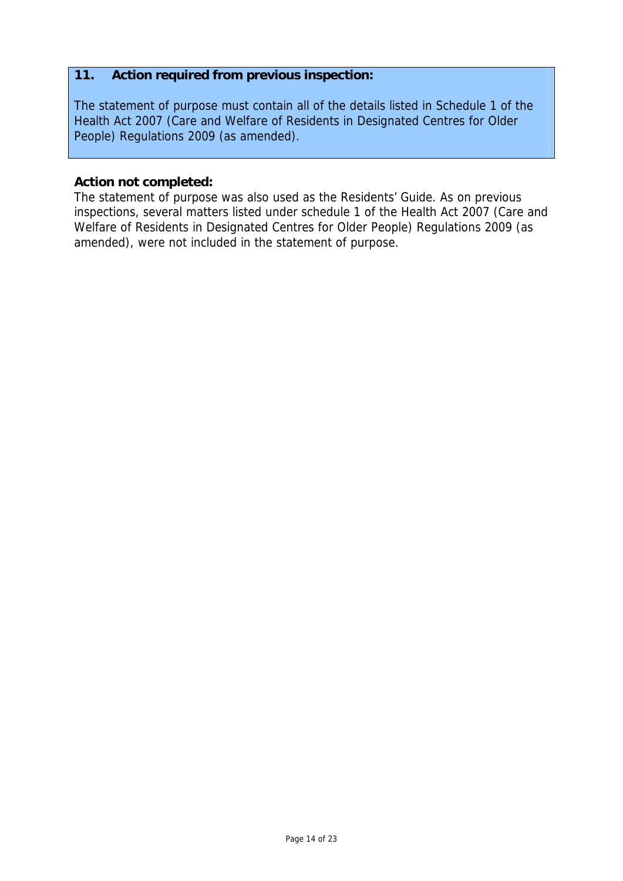## 11. Action required from previous inspection:

The statement of purpose must contain all of the details listed in Schedule 1 of the Health Act 2007 (Care and Welfare of Residents in Designated Centres for Older People) Regulations 2009 (as amended).

**Action not completed:**

The statement of purpose was also used as the Residents' Guide. As on previous inspections, several matters listed under schedule 1 of the Health Act 2007 (Care and Welfare of Residents in Designated Centres for Older People) Regulations 2009 (as amended), were not included in the statement of purpose.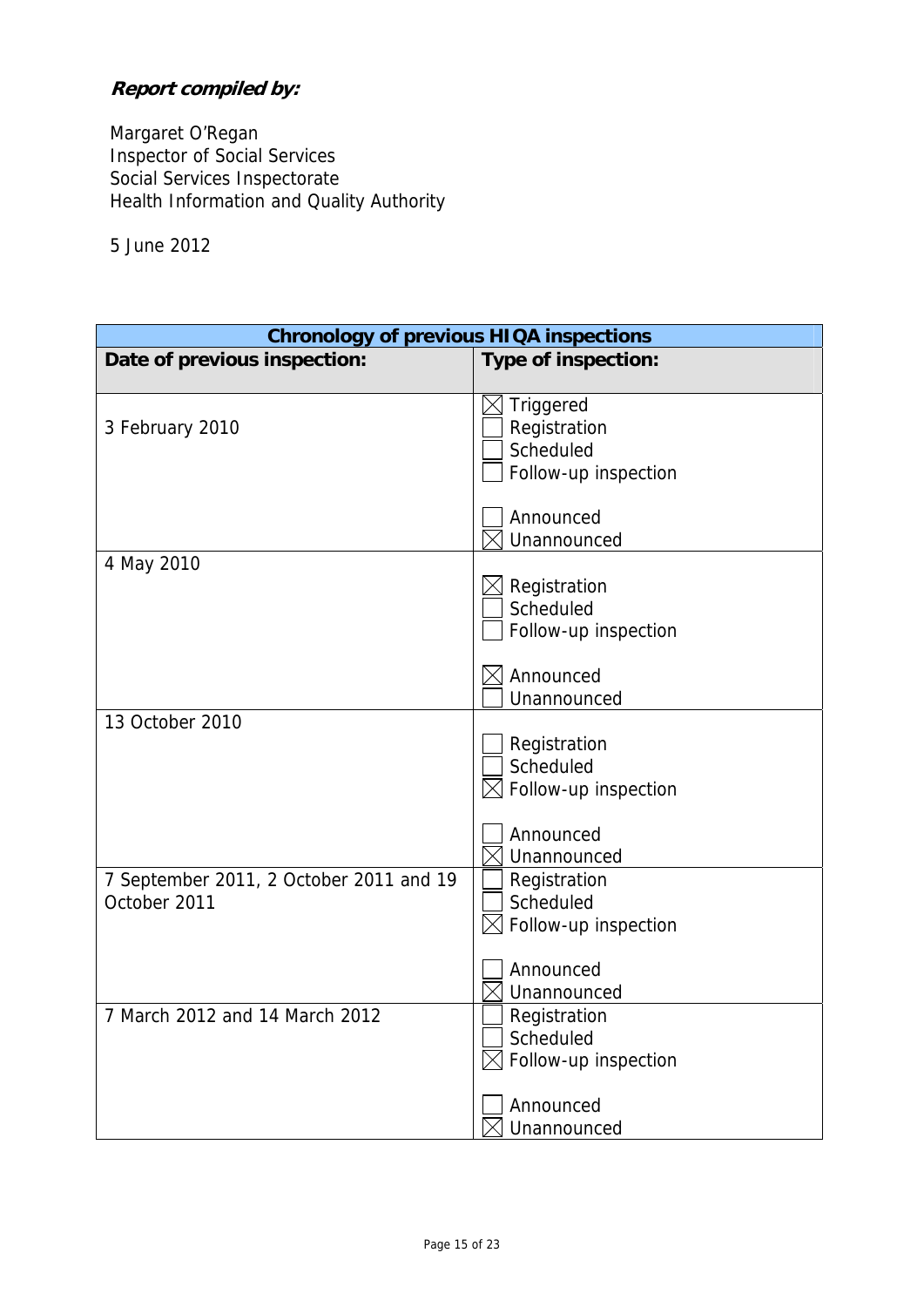***Report compiled by:***

Margaret O'Regan
Inspector of Social Services
Social Services Inspectorate
Health Information and Quality Authority

5 June 2012

| Chronology of previous HIQA inspections | |
|---|---|
| **Date of previous inspection:** | **Type of inspection:** |
| 3 February 2010 | ☒ Triggered<br>☐ Registration<br>☐ Scheduled<br>☐ Follow-up inspection<br><br>☐ Announced<br>☒ Unannounced |
| 4 May 2010 | ☒ Registration<br>☐ Scheduled<br>☐ Follow-up inspection<br><br>☒ Announced<br>☐ Unannounced |
| 13 October 2010 | ☐ Registration<br>☐ Scheduled<br>☒ Follow-up inspection<br><br>☐ Announced<br>☒ Unannounced |
| 7 September 2011, 2 October 2011 and 19 October 2011 | ☐ Registration<br>☐ Scheduled<br>☒ Follow-up inspection<br><br>☐ Announced<br>☒ Unannounced |
| 7 March 2012 and 14 March 2012 | ☐ Registration<br>☐ Scheduled<br>☒ Follow-up inspection<br><br>☐ Announced<br>☒ Unannounced |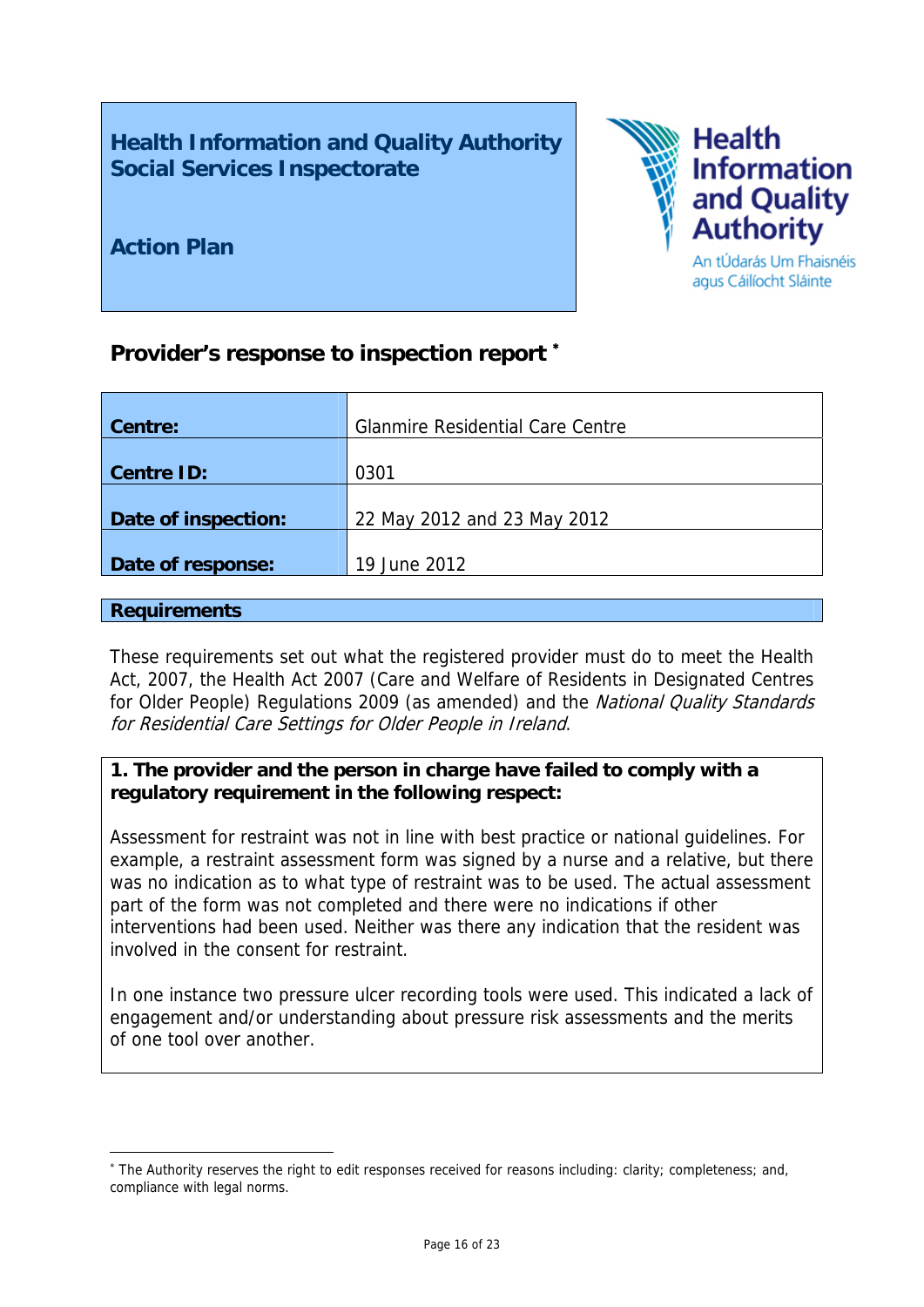**Health Information and Quality Authority**
**Social Services Inspectorate**

**Action Plan**

Health Information and Quality Authority
An tÚdarás Um Fhaisnéis agus Cáilíocht Sláinte

## Provider's response to inspection report *

| **Centre:** | Glanmire Residential Care Centre |
|---|---|
| **Centre ID:** | 0301 |
| **Date of inspection:** | 22 May 2012 and 23 May 2012 |
| **Date of response:** | 19 June 2012 |

### Requirements

These requirements set out what the registered provider must do to meet the Health Act, 2007, the Health Act 2007 (Care and Welfare of Residents in Designated Centres for Older People) Regulations 2009 (as amended) and the *National Quality Standards for Residential Care Settings for Older People in Ireland*.

**1. The provider and the person in charge have failed to comply with a regulatory requirement in the following respect:**

Assessment for restraint was not in line with best practice or national guidelines. For example, a restraint assessment form was signed by a nurse and a relative, but there was no indication as to what type of restraint was to be used. The actual assessment part of the form was not completed and there were no indications if other interventions had been used. Neither was there any indication that the resident was involved in the consent for restraint.

In one instance two pressure ulcer recording tools were used. This indicated a lack of engagement and/or understanding about pressure risk assessments and the merits of one tool over another.

* The Authority reserves the right to edit responses received for reasons including: clarity; completeness; and, compliance with legal norms.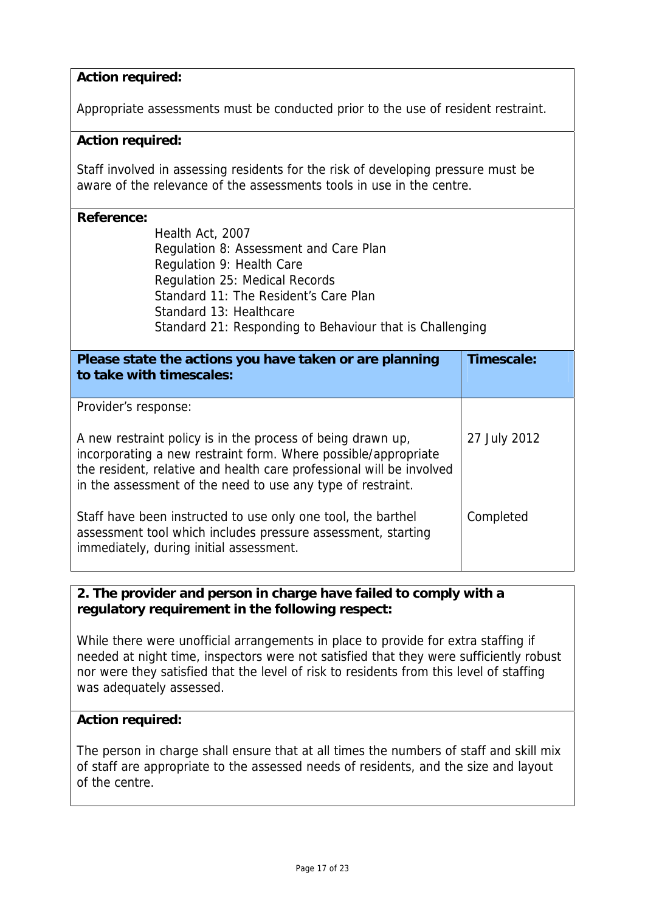**Action required:**

Appropriate assessments must be conducted prior to the use of resident restraint.

**Action required:**

Staff involved in assessing residents for the risk of developing pressure must be aware of the relevance of the assessments tools in use in the centre.

**Reference:**

Health Act, 2007
Regulation 8: Assessment and Care Plan
Regulation 9: Health Care
Regulation 25: Medical Records
Standard 11: The Resident's Care Plan
Standard 13: Healthcare
Standard 21: Responding to Behaviour that is Challenging

| **Please state the actions you have taken or are planning to take with timescales:** | **Timescale:** |
|---|---|
| Provider's response:<br><br>A new restraint policy is in the process of being drawn up, incorporating a new restraint form. Where possible/appropriate the resident, relative and health care professional will be involved in the assessment of the need to use any type of restraint. | 27 July 2012 |
| Staff have been instructed to use only one tool, the barthel assessment tool which includes pressure assessment, starting immediately, during initial assessment. | Completed |

**2. The provider and person in charge have failed to comply with a regulatory requirement in the following respect:**

While there were unofficial arrangements in place to provide for extra staffing if needed at night time, inspectors were not satisfied that they were sufficiently robust nor were they satisfied that the level of risk to residents from this level of staffing was adequately assessed.

**Action required:**

The person in charge shall ensure that at all times the numbers of staff and skill mix of staff are appropriate to the assessed needs of residents, and the size and layout of the centre.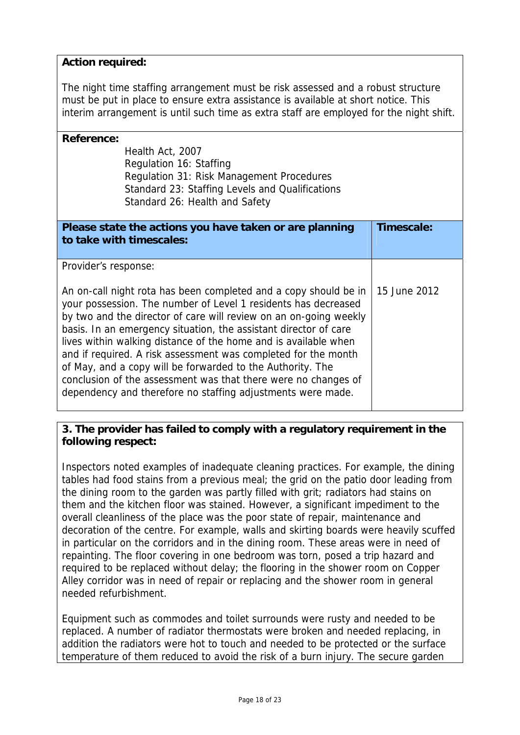**Action required:**

The night time staffing arrangement must be risk assessed and a robust structure must be put in place to ensure extra assistance is available at short notice. This interim arrangement is until such time as extra staff are employed for the night shift.

**Reference:**

Health Act, 2007
Regulation 16: Staffing
Regulation 31: Risk Management Procedures
Standard 23: Staffing Levels and Qualifications
Standard 26: Health and Safety

| Please state the actions you have taken or are planning to take with timescales: | Timescale: |
|---|---|
| Provider's response:<br><br>An on-call night rota has been completed and a copy should be in your possession. The number of Level 1 residents has decreased by two and the director of care will review on an on-going weekly basis. In an emergency situation, the assistant director of care lives within walking distance of the home and is available when and if required. A risk assessment was completed for the month of May, and a copy will be forwarded to the Authority. The conclusion of the assessment was that there were no changes of dependency and therefore no staffing adjustments were made. | 15 June 2012 |

**3. The provider has failed to comply with a regulatory requirement in the following respect:**

Inspectors noted examples of inadequate cleaning practices. For example, the dining tables had food stains from a previous meal; the grid on the patio door leading from the dining room to the garden was partly filled with grit; radiators had stains on them and the kitchen floor was stained. However, a significant impediment to the overall cleanliness of the place was the poor state of repair, maintenance and decoration of the centre. For example, walls and skirting boards were heavily scuffed in particular on the corridors and in the dining room. These areas were in need of repainting. The floor covering in one bedroom was torn, posed a trip hazard and required to be replaced without delay; the flooring in the shower room on Copper Alley corridor was in need of repair or replacing and the shower room in general needed refurbishment.

Equipment such as commodes and toilet surrounds were rusty and needed to be replaced. A number of radiator thermostats were broken and needed replacing, in addition the radiators were hot to touch and needed to be protected or the surface temperature of them reduced to avoid the risk of a burn injury. The secure garden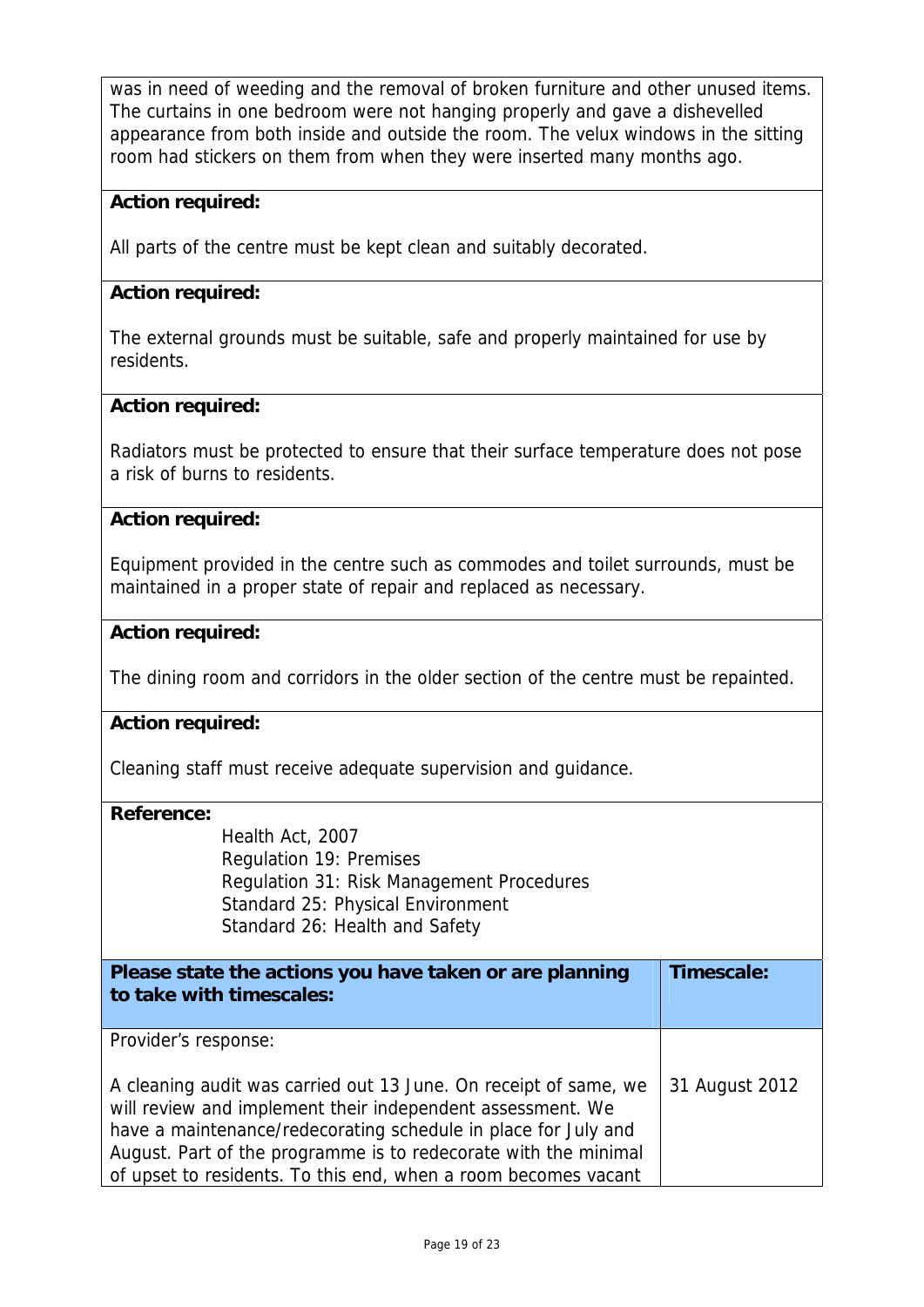was in need of weeding and the removal of broken furniture and other unused items. The curtains in one bedroom were not hanging properly and gave a dishevelled appearance from both inside and outside the room. The velux windows in the sitting room had stickers on them from when they were inserted many months ago.

**Action required:**

All parts of the centre must be kept clean and suitably decorated.

**Action required:**

The external grounds must be suitable, safe and properly maintained for use by residents.

**Action required:**

Radiators must be protected to ensure that their surface temperature does not pose a risk of burns to residents.

**Action required:**

Equipment provided in the centre such as commodes and toilet surrounds, must be maintained in a proper state of repair and replaced as necessary.

**Action required:**

The dining room and corridors in the older section of the centre must be repainted.

**Action required:**

Cleaning staff must receive adequate supervision and guidance.

**Reference:**

Health Act, 2007
Regulation 19: Premises
Regulation 31: Risk Management Procedures
Standard 25: Physical Environment
Standard 26: Health and Safety

| **Please state the actions you have taken or are planning to take with timescales:** | **Timescale:** |
|---|---|
| Provider's response:<br><br>A cleaning audit was carried out 13 June. On receipt of same, we will review and implement their independent assessment. We have a maintenance/redecorating schedule in place for July and August. Part of the programme is to redecorate with the minimal of upset to residents. To this end, when a room becomes vacant | 31 August 2012 |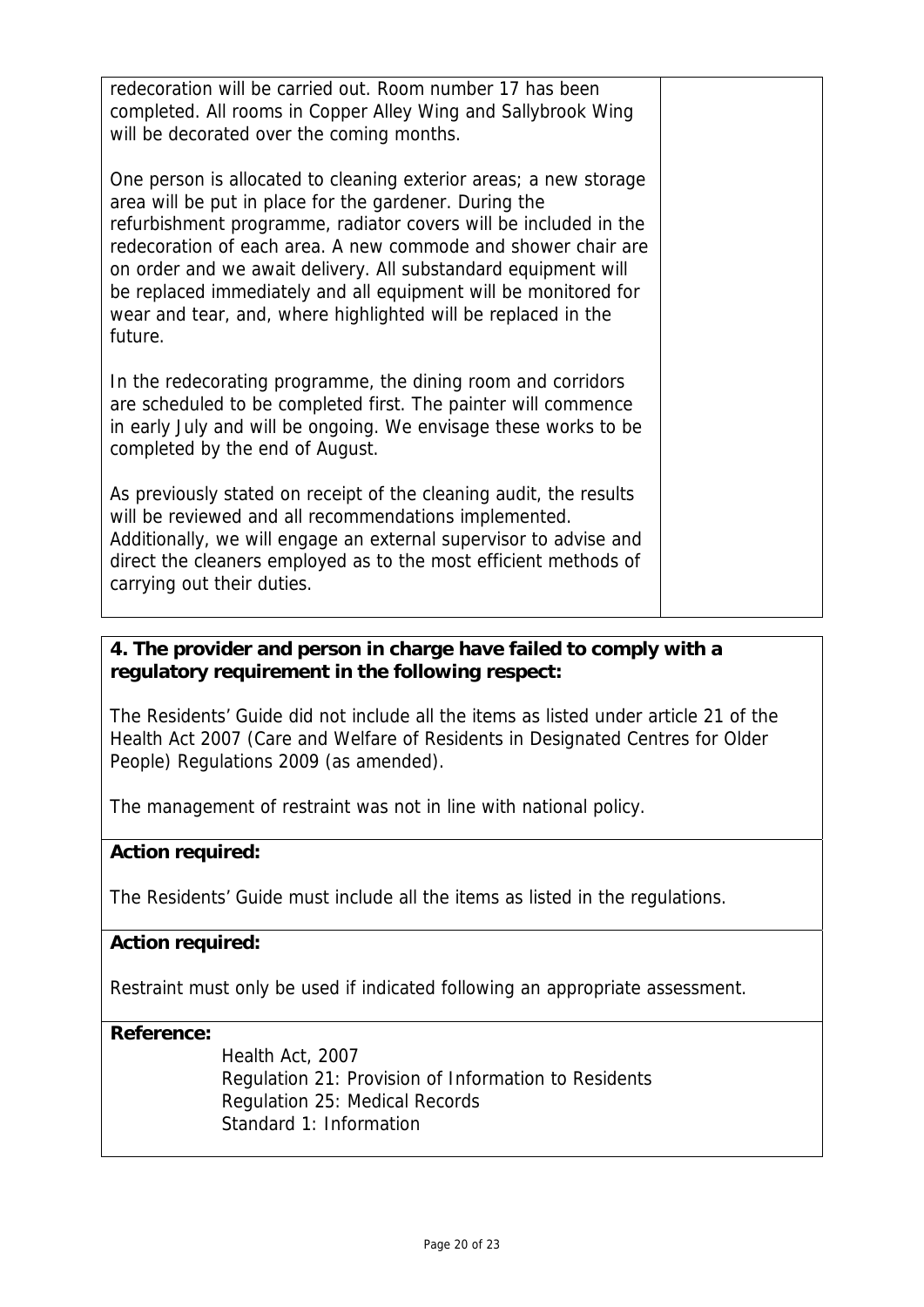| | |
|---|---|
| redecoration will be carried out. Room number 17 has been completed. All rooms in Copper Alley Wing and Sallybrook Wing will be decorated over the coming months.<br><br>One person is allocated to cleaning exterior areas; a new storage area will be put in place for the gardener. During the refurbishment programme, radiator covers will be included in the redecoration of each area. A new commode and shower chair are on order and we await delivery. All substandard equipment will be replaced immediately and all equipment will be monitored for wear and tear, and, where highlighted will be replaced in the future.<br><br>In the redecorating programme, the dining room and corridors are scheduled to be completed first. The painter will commence in early July and will be ongoing. We envisage these works to be completed by the end of August.<br><br>As previously stated on receipt of the cleaning audit, the results will be reviewed and all recommendations implemented. Additionally, we will engage an external supervisor to advise and direct the cleaners employed as to the most efficient methods of carrying out their duties. | |

**4. The provider and person in charge have failed to comply with a regulatory requirement in the following respect:**

The Residents' Guide did not include all the items as listed under article 21 of the Health Act 2007 (Care and Welfare of Residents in Designated Centres for Older People) Regulations 2009 (as amended).

The management of restraint was not in line with national policy.

**Action required:**

The Residents' Guide must include all the items as listed in the regulations.

**Action required:**

Restraint must only be used if indicated following an appropriate assessment.

**Reference:**

Health Act, 2007
Regulation 21: Provision of Information to Residents
Regulation 25: Medical Records
Standard 1: Information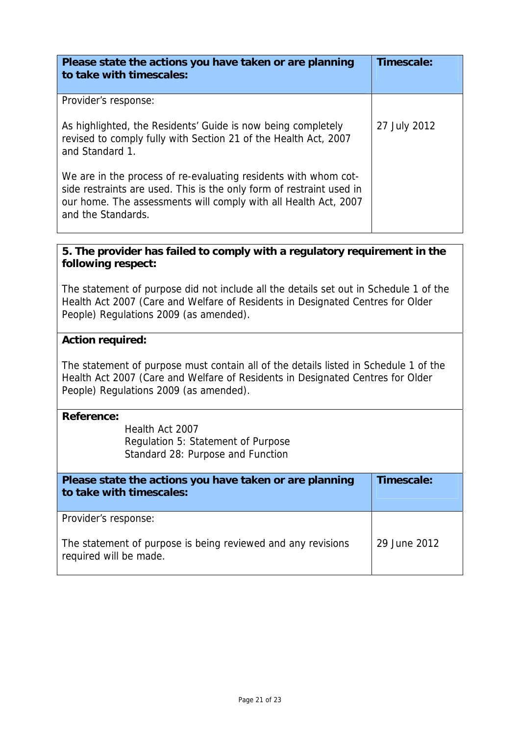| Please state the actions you have taken or are planning to take with timescales: | Timescale: |
|---|---|
| Provider's response:<br><br>As highlighted, the Residents' Guide is now being completely revised to comply fully with Section 21 of the Health Act, 2007 and Standard 1.<br><br>We are in the process of re-evaluating residents with whom cot-side restraints are used. This is the only form of restraint used in our home. The assessments will comply with all Health Act, 2007 and the Standards. | 27 July 2012 |

**5. The provider has failed to comply with a regulatory requirement in the following respect:**

The statement of purpose did not include all the details set out in Schedule 1 of the Health Act 2007 (Care and Welfare of Residents in Designated Centres for Older People) Regulations 2009 (as amended).

**Action required:**

The statement of purpose must contain all of the details listed in Schedule 1 of the Health Act 2007 (Care and Welfare of Residents in Designated Centres for Older People) Regulations 2009 (as amended).

**Reference:**

Health Act 2007
Regulation 5: Statement of Purpose
Standard 28: Purpose and Function

| Please state the actions you have taken or are planning to take with timescales: | Timescale: |
|---|---|
| Provider's response:<br><br>The statement of purpose is being reviewed and any revisions required will be made. | 29 June 2012 |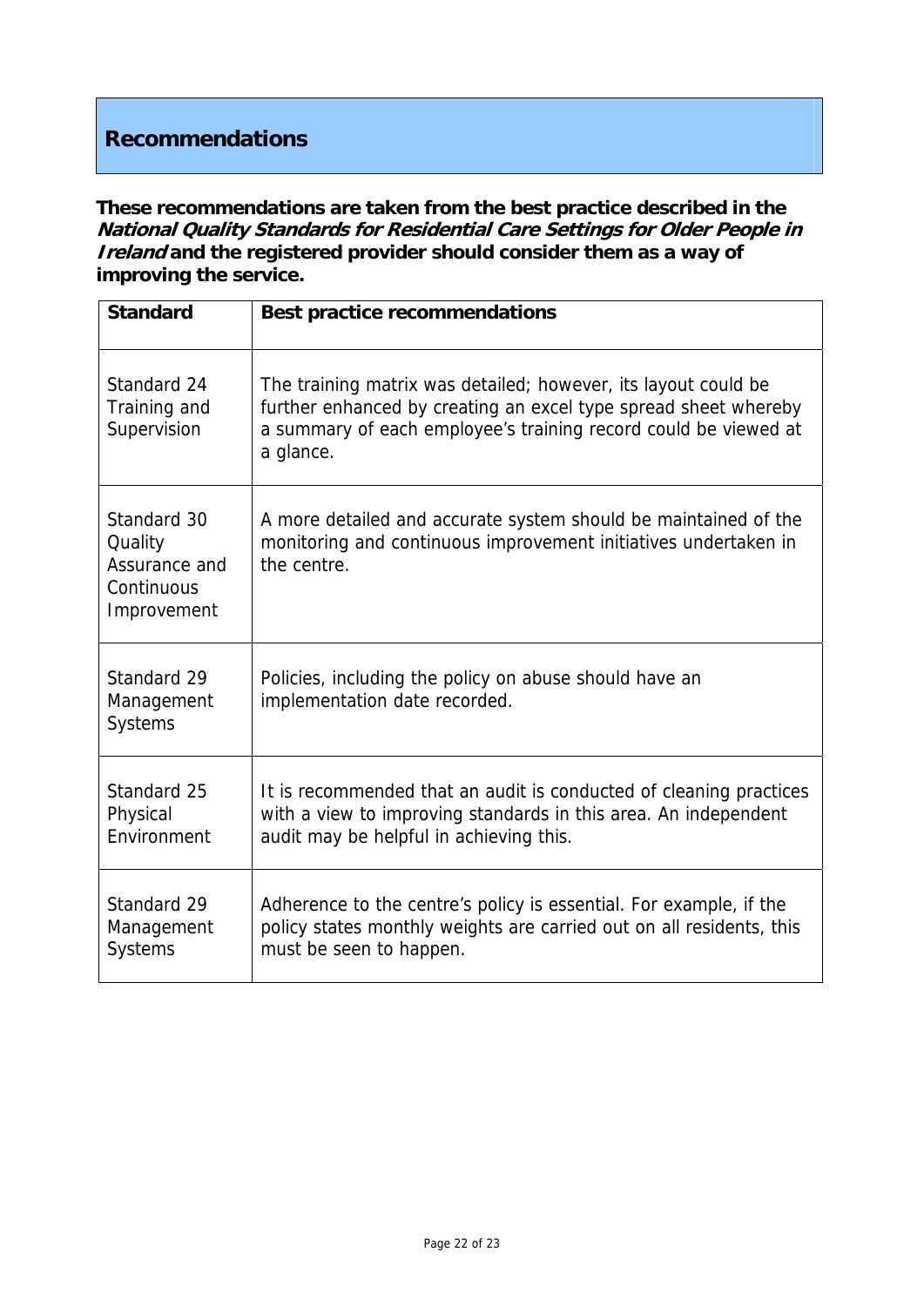## Recommendations

**These recommendations are taken from the best practice described in the *National Quality Standards for Residential Care Settings for Older People in Ireland* and the registered provider should consider them as a way of improving the service.**

| Standard | Best practice recommendations |
|---|---|
| Standard 24 Training and Supervision | The training matrix was detailed; however, its layout could be further enhanced by creating an excel type spread sheet whereby a summary of each employee's training record could be viewed at a glance. |
| Standard 30 Quality Assurance and Continuous Improvement | A more detailed and accurate system should be maintained of the monitoring and continuous improvement initiatives undertaken in the centre. |
| Standard 29 Management Systems | Policies, including the policy on abuse should have an implementation date recorded. |
| Standard 25 Physical Environment | It is recommended that an audit is conducted of cleaning practices with a view to improving standards in this area. An independent audit may be helpful in achieving this. |
| Standard 29 Management Systems | Adherence to the centre's policy is essential. For example, if the policy states monthly weights are carried out on all residents, this must be seen to happen. |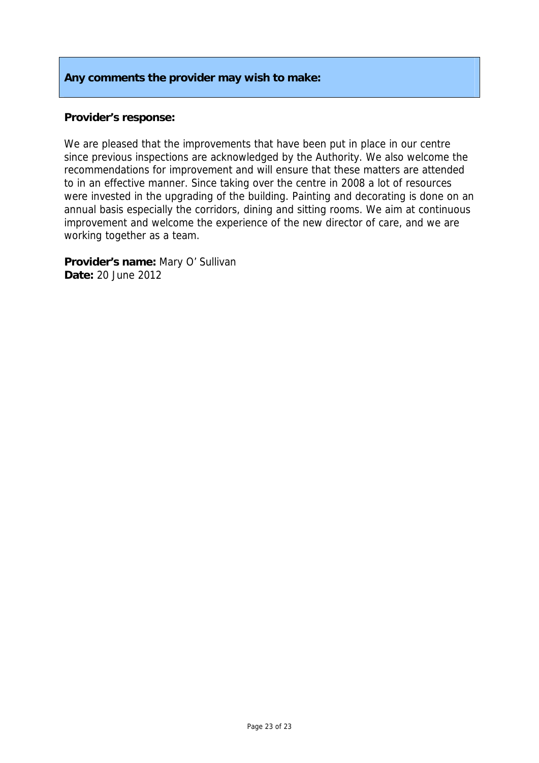**Any comments the provider may wish to make:**

**Provider's response:**

We are pleased that the improvements that have been put in place in our centre since previous inspections are acknowledged by the Authority. We also welcome the recommendations for improvement and will ensure that these matters are attended to in an effective manner. Since taking over the centre in 2008 a lot of resources were invested in the upgrading of the building. Painting and decorating is done on an annual basis especially the corridors, dining and sitting rooms. We aim at continuous improvement and welcome the experience of the new director of care, and we are working together as a team.

**Provider's name:** Mary O' Sullivan
**Date:** 20 June 2012